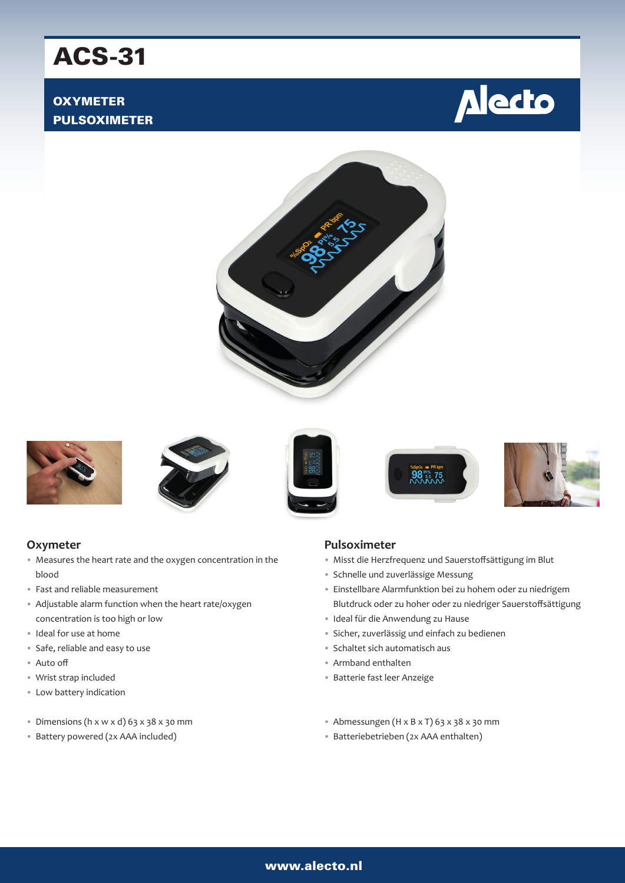# ACS-31

**OXYMETER**
**PULSOXIMETER**

Alecto

## Oxymeter

- Measures the heart rate and the oxygen concentration in the blood
- Fast and reliable measurement
- Adjustable alarm function when the heart rate/oxygen concentration is too high or low
- Ideal for use at home
- Safe, reliable and easy to use
- Auto off
- Wrist strap included
- Low battery indication

- Dimensions (h x w x d) 63 x 38 x 30 mm
- Battery powered (2x AAA included)

## Pulsoximeter

- Misst die Herzfrequenz und Sauerstoffsättigung im Blut
- Schnelle und zuverlässige Messung
- Einstellbare Alarmfunktion bei zu hohem oder zu niedrigem Blutdruck oder zu hoher oder zu niedriger Sauerstoffsättigung
- Ideal für die Anwendung zu Hause
- Sicher, zuverlässig und einfach zu bedienen
- Schaltet sich automatisch aus
- Armband enthalten
- Batterie fast leer Anzeige

- Abmessungen (H x B x T) 63 x 38 x 30 mm
- Batteriebetrieben (2x AAA enthalten)

www.alecto.nl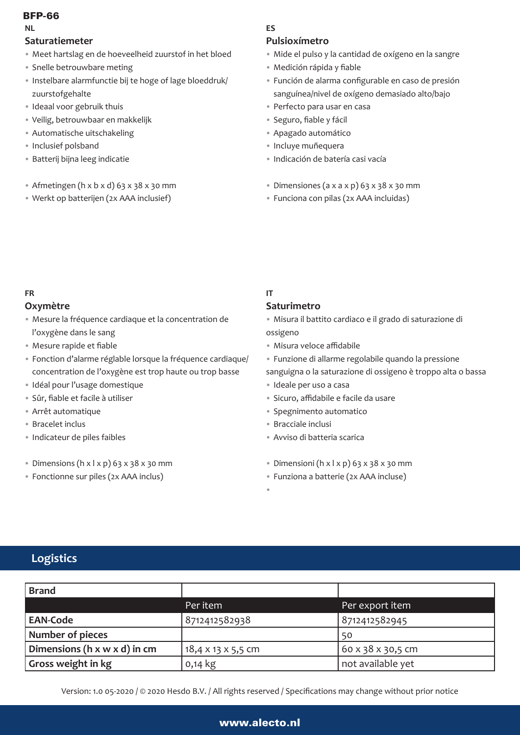# BFP-66

## NL

### Saturatiemeter

- Meet hartslag en de hoeveelheid zuurstof in het bloed
- Snelle betrouwbare meting
- Instelbare alarmfunctie bij te hoge of lage bloeddruk/ zuurstofgehalte
- Ideaal voor gebruik thuis
- Veilig, betrouwbaar en makkelijk
- Automatische uitschakeling
- Inclusief polsband
- Batterij bijna leeg indicatie

- Afmetingen (h x b x d) 63 x 38 x 30 mm
- Werkt op batterijen (2x AAA inclusief)

## ES

### Pulsioxímetro

- Mide el pulso y la cantidad de oxígeno en la sangre
- Medición rápida y fiable
- Función de alarma configurable en caso de presión sanguínea/nivel de oxígeno demasiado alto/bajo
- Perfecto para usar en casa
- Seguro, fiable y fácil
- Apagado automático
- Incluye muñequera
- Indicación de batería casi vacía

- Dimensiones (a x a x p) 63 x 38 x 30 mm
- Funciona con pilas (2x AAA incluidas)

## FR

### Oxymètre

- Mesure la fréquence cardiaque et la concentration de l'oxygène dans le sang
- Mesure rapide et fiable
- Fonction d'alarme réglable lorsque la fréquence cardiaque/ concentration de l'oxygène est trop haute ou trop basse
- Idéal pour l'usage domestique
- Sûr, fiable et facile à utiliser
- Arrêt automatique
- Bracelet inclus
- Indicateur de piles faibles

- Dimensions (h x l x p) 63 x 38 x 30 mm
- Fonctionne sur piles (2x AAA inclus)

## IT

### Saturimetro

- Misura il battito cardiaco e il grado di saturazione di ossigeno
- Misura veloce affidabile
- Funzione di allarme regolabile quando la pressione sanguigna o la saturazione di ossigeno è troppo alta o bassa
- Ideale per uso a casa
- Sicuro, affidabile e facile da usare
- Spegnimento automatico
- Bracciale inclusi
- Avviso di batteria scarica

- Dimensioni (h x l x p) 63 x 38 x 30 mm
- Funziona a batterie (2x AAA incluse)

## Logistics

| Brand | | |
|---|---|---|
| | Per item | Per export item |
| EAN-Code | 8712412582938 | 8712412582945 |
| Number of pieces | | 50 |
| Dimensions (h x w x d) in cm | 18,4 x 13 x 5,5 cm | 60 x 38 x 30,5 cm |
| Gross weight in kg | 0,14 kg | not available yet |

Version: 1.0 05-2020 / © 2020 Hesdo B.V. / All rights reserved / Specifications may change without prior notice

www.alecto.nl